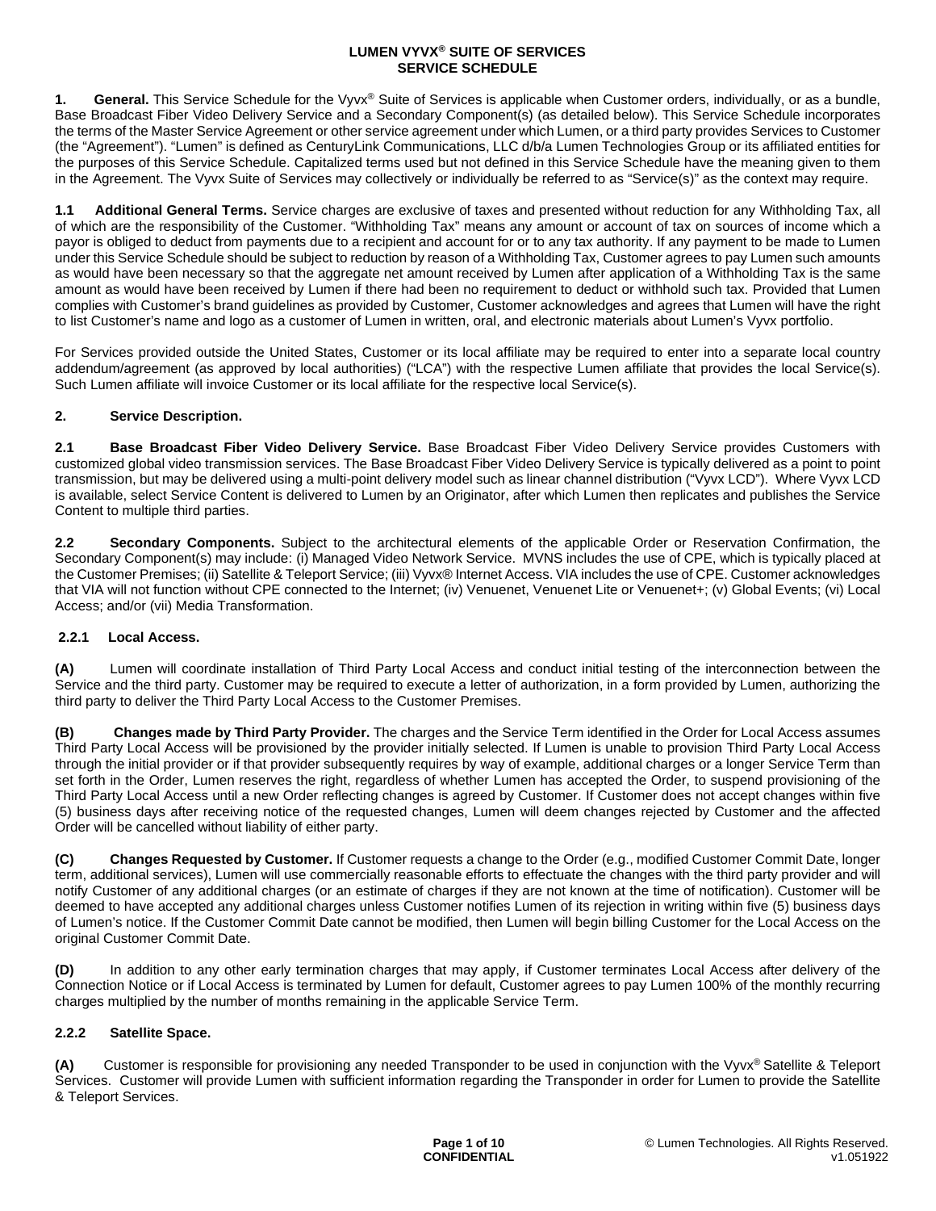# LUMEN VYVX® SUITE OF SERVICES
# SERVICE SCHEDULE

**1. General.** This Service Schedule for the Vyvx® Suite of Services is applicable when Customer orders, individually, or as a bundle, Base Broadcast Fiber Video Delivery Service and a Secondary Component(s) (as detailed below). This Service Schedule incorporates the terms of the Master Service Agreement or other service agreement under which Lumen, or a third party provides Services to Customer (the "Agreement"). "Lumen" is defined as CenturyLink Communications, LLC d/b/a Lumen Technologies Group or its affiliated entities for the purposes of this Service Schedule. Capitalized terms used but not defined in this Service Schedule have the meaning given to them in the Agreement. The Vyvx Suite of Services may collectively or individually be referred to as "Service(s)" as the context may require.

**1.1 Additional General Terms.** Service charges are exclusive of taxes and presented without reduction for any Withholding Tax, all of which are the responsibility of the Customer. "Withholding Tax" means any amount or account of tax on sources of income which a payor is obliged to deduct from payments due to a recipient and account for or to any tax authority. If any payment to be made to Lumen under this Service Schedule should be subject to reduction by reason of a Withholding Tax, Customer agrees to pay Lumen such amounts as would have been necessary so that the aggregate net amount received by Lumen after application of a Withholding Tax is the same amount as would have been received by Lumen if there had been no requirement to deduct or withhold such tax. Provided that Lumen complies with Customer's brand guidelines as provided by Customer, Customer acknowledges and agrees that Lumen will have the right to list Customer's name and logo as a customer of Lumen in written, oral, and electronic materials about Lumen's Vyvx portfolio.

For Services provided outside the United States, Customer or its local affiliate may be required to enter into a separate local country addendum/agreement (as approved by local authorities) ("LCA") with the respective Lumen affiliate that provides the local Service(s). Such Lumen affiliate will invoice Customer or its local affiliate for the respective local Service(s).

**2. Service Description.**

**2.1 Base Broadcast Fiber Video Delivery Service.** Base Broadcast Fiber Video Delivery Service provides Customers with customized global video transmission services. The Base Broadcast Fiber Video Delivery Service is typically delivered as a point to point transmission, but may be delivered using a multi-point delivery model such as linear channel distribution ("Vyvx LCD"). Where Vyvx LCD is available, select Service Content is delivered to Lumen by an Originator, after which Lumen then replicates and publishes the Service Content to multiple third parties.

**2.2 Secondary Components.** Subject to the architectural elements of the applicable Order or Reservation Confirmation, the Secondary Component(s) may include: (i) Managed Video Network Service. MVNS includes the use of CPE, which is typically placed at the Customer Premises; (ii) Satellite & Teleport Service; (iii) Vyvx® Internet Access. VIA includes the use of CPE. Customer acknowledges that VIA will not function without CPE connected to the Internet; (iv) Venuenet, Venuenet Lite or Venuenet+; (v) Global Events; (vi) Local Access; and/or (vii) Media Transformation.

**2.2.1 Local Access.**

**(A)** Lumen will coordinate installation of Third Party Local Access and conduct initial testing of the interconnection between the Service and the third party. Customer may be required to execute a letter of authorization, in a form provided by Lumen, authorizing the third party to deliver the Third Party Local Access to the Customer Premises.

**(B) Changes made by Third Party Provider.** The charges and the Service Term identified in the Order for Local Access assumes Third Party Local Access will be provisioned by the provider initially selected. If Lumen is unable to provision Third Party Local Access through the initial provider or if that provider subsequently requires by way of example, additional charges or a longer Service Term than set forth in the Order, Lumen reserves the right, regardless of whether Lumen has accepted the Order, to suspend provisioning of the Third Party Local Access until a new Order reflecting changes is agreed by Customer. If Customer does not accept changes within five (5) business days after receiving notice of the requested changes, Lumen will deem changes rejected by Customer and the affected Order will be cancelled without liability of either party.

**(C) Changes Requested by Customer.** If Customer requests a change to the Order (e.g., modified Customer Commit Date, longer term, additional services), Lumen will use commercially reasonable efforts to effectuate the changes with the third party provider and will notify Customer of any additional charges (or an estimate of charges if they are not known at the time of notification). Customer will be deemed to have accepted any additional charges unless Customer notifies Lumen of its rejection in writing within five (5) business days of Lumen's notice. If the Customer Commit Date cannot be modified, then Lumen will begin billing Customer for the Local Access on the original Customer Commit Date.

**(D)** In addition to any other early termination charges that may apply, if Customer terminates Local Access after delivery of the Connection Notice or if Local Access is terminated by Lumen for default, Customer agrees to pay Lumen 100% of the monthly recurring charges multiplied by the number of months remaining in the applicable Service Term.

**2.2.2 Satellite Space.**

**(A)** Customer is responsible for provisioning any needed Transponder to be used in conjunction with the Vyvx® Satellite & Teleport Services. Customer will provide Lumen with sufficient information regarding the Transponder in order for Lumen to provide the Satellite & Teleport Services.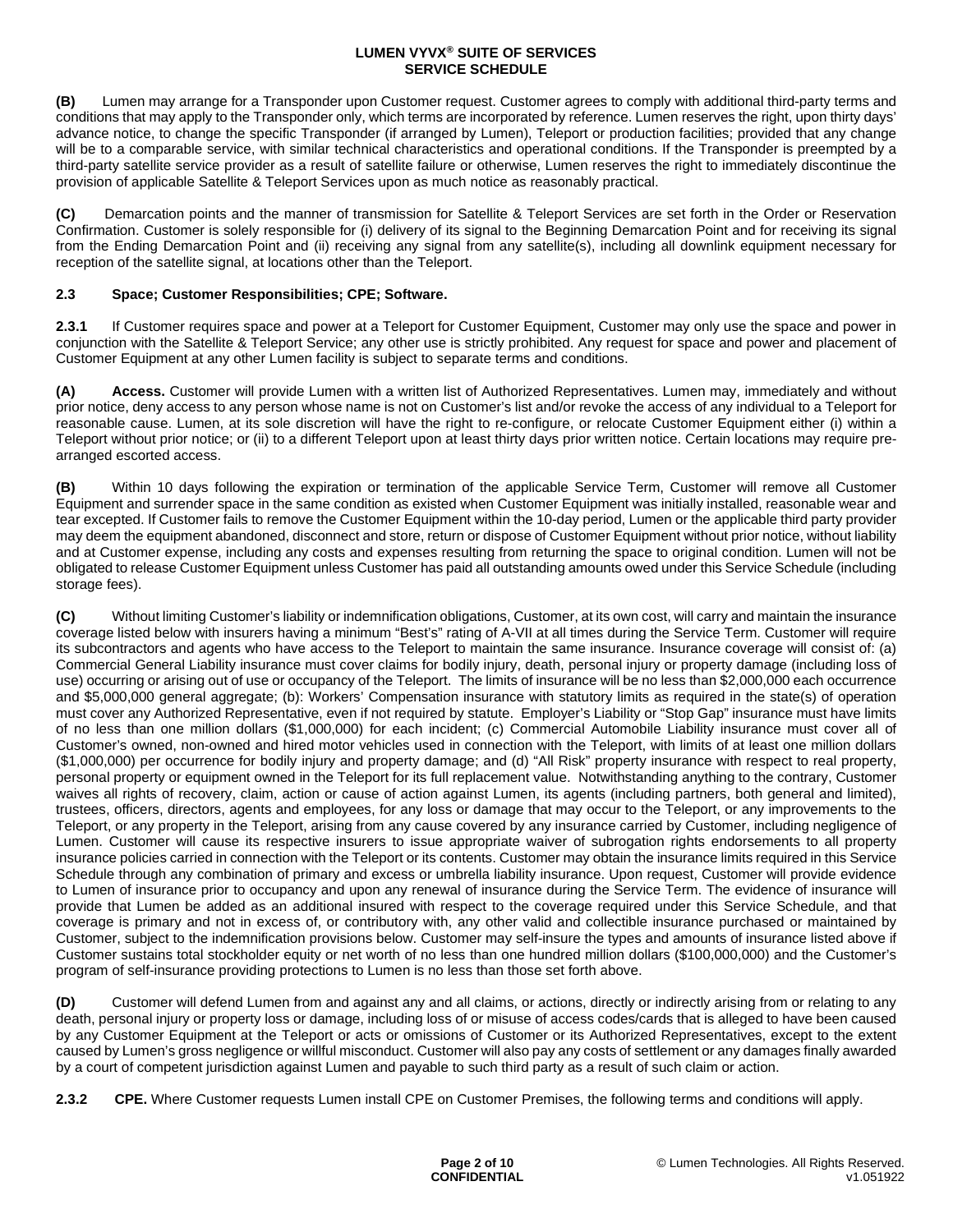**(B)** Lumen may arrange for a Transponder upon Customer request. Customer agrees to comply with additional third-party terms and conditions that may apply to the Transponder only, which terms are incorporated by reference. Lumen reserves the right, upon thirty days' advance notice, to change the specific Transponder (if arranged by Lumen), Teleport or production facilities; provided that any change will be to a comparable service, with similar technical characteristics and operational conditions. If the Transponder is preempted by a third-party satellite service provider as a result of satellite failure or otherwise, Lumen reserves the right to immediately discontinue the provision of applicable Satellite & Teleport Services upon as much notice as reasonably practical.

**(C)** Demarcation points and the manner of transmission for Satellite & Teleport Services are set forth in the Order or Reservation Confirmation. Customer is solely responsible for (i) delivery of its signal to the Beginning Demarcation Point and for receiving its signal from the Ending Demarcation Point and (ii) receiving any signal from any satellite(s), including all downlink equipment necessary for reception of the satellite signal, at locations other than the Teleport.

### 2.3 Space; Customer Responsibilities; CPE; Software.

**2.3.1** If Customer requires space and power at a Teleport for Customer Equipment, Customer may only use the space and power in conjunction with the Satellite & Teleport Service; any other use is strictly prohibited. Any request for space and power and placement of Customer Equipment at any other Lumen facility is subject to separate terms and conditions.

**(A) Access.** Customer will provide Lumen with a written list of Authorized Representatives. Lumen may, immediately and without prior notice, deny access to any person whose name is not on Customer's list and/or revoke the access of any individual to a Teleport for reasonable cause. Lumen, at its sole discretion will have the right to re-configure, or relocate Customer Equipment either (i) within a Teleport without prior notice; or (ii) to a different Teleport upon at least thirty days prior written notice. Certain locations may require pre-arranged escorted access.

**(B)** Within 10 days following the expiration or termination of the applicable Service Term, Customer will remove all Customer Equipment and surrender space in the same condition as existed when Customer Equipment was initially installed, reasonable wear and tear excepted. If Customer fails to remove the Customer Equipment within the 10-day period, Lumen or the applicable third party provider may deem the equipment abandoned, disconnect and store, return or dispose of Customer Equipment without prior notice, without liability and at Customer expense, including any costs and expenses resulting from returning the space to original condition. Lumen will not be obligated to release Customer Equipment unless Customer has paid all outstanding amounts owed under this Service Schedule (including storage fees).

**(C)** Without limiting Customer's liability or indemnification obligations, Customer, at its own cost, will carry and maintain the insurance coverage listed below with insurers having a minimum "Best's" rating of A-VII at all times during the Service Term. Customer will require its subcontractors and agents who have access to the Teleport to maintain the same insurance. Insurance coverage will consist of: (a) Commercial General Liability insurance must cover claims for bodily injury, death, personal injury or property damage (including loss of use) occurring or arising out of use or occupancy of the Teleport. The limits of insurance will be no less than $2,000,000 each occurrence and $5,000,000 general aggregate; (b): Workers' Compensation insurance with statutory limits as required in the state(s) of operation must cover any Authorized Representative, even if not required by statute. Employer's Liability or "Stop Gap" insurance must have limits of no less than one million dollars ($1,000,000) for each incident; (c) Commercial Automobile Liability insurance must cover all of Customer's owned, non-owned and hired motor vehicles used in connection with the Teleport, with limits of at least one million dollars ($1,000,000) per occurrence for bodily injury and property damage; and (d) "All Risk" property insurance with respect to real property, personal property or equipment owned in the Teleport for its full replacement value. Notwithstanding anything to the contrary, Customer waives all rights of recovery, claim, action or cause of action against Lumen, its agents (including partners, both general and limited), trustees, officers, directors, agents and employees, for any loss or damage that may occur to the Teleport, or any improvements to the Teleport, or any property in the Teleport, arising from any cause covered by any insurance carried by Customer, including negligence of Lumen. Customer will cause its respective insurers to issue appropriate waiver of subrogation rights endorsements to all property insurance policies carried in connection with the Teleport or its contents. Customer may obtain the insurance limits required in this Service Schedule through any combination of primary and excess or umbrella liability insurance. Upon request, Customer will provide evidence to Lumen of insurance prior to occupancy and upon any renewal of insurance during the Service Term. The evidence of insurance will provide that Lumen be added as an additional insured with respect to the coverage required under this Service Schedule, and that coverage is primary and not in excess of, or contributory with, any other valid and collectible insurance purchased or maintained by Customer, subject to the indemnification provisions below. Customer may self-insure the types and amounts of insurance listed above if Customer sustains total stockholder equity or net worth of no less than one hundred million dollars ($100,000,000) and the Customer's program of self-insurance providing protections to Lumen is no less than those set forth above.

**(D)** Customer will defend Lumen from and against any and all claims, or actions, directly or indirectly arising from or relating to any death, personal injury or property loss or damage, including loss of or misuse of access codes/cards that is alleged to have been caused by any Customer Equipment at the Teleport or acts or omissions of Customer or its Authorized Representatives, except to the extent caused by Lumen's gross negligence or willful misconduct. Customer will also pay any costs of settlement or any damages finally awarded by a court of competent jurisdiction against Lumen and payable to such third party as a result of such claim or action.

**2.3.2 CPE.** Where Customer requests Lumen install CPE on Customer Premises, the following terms and conditions will apply.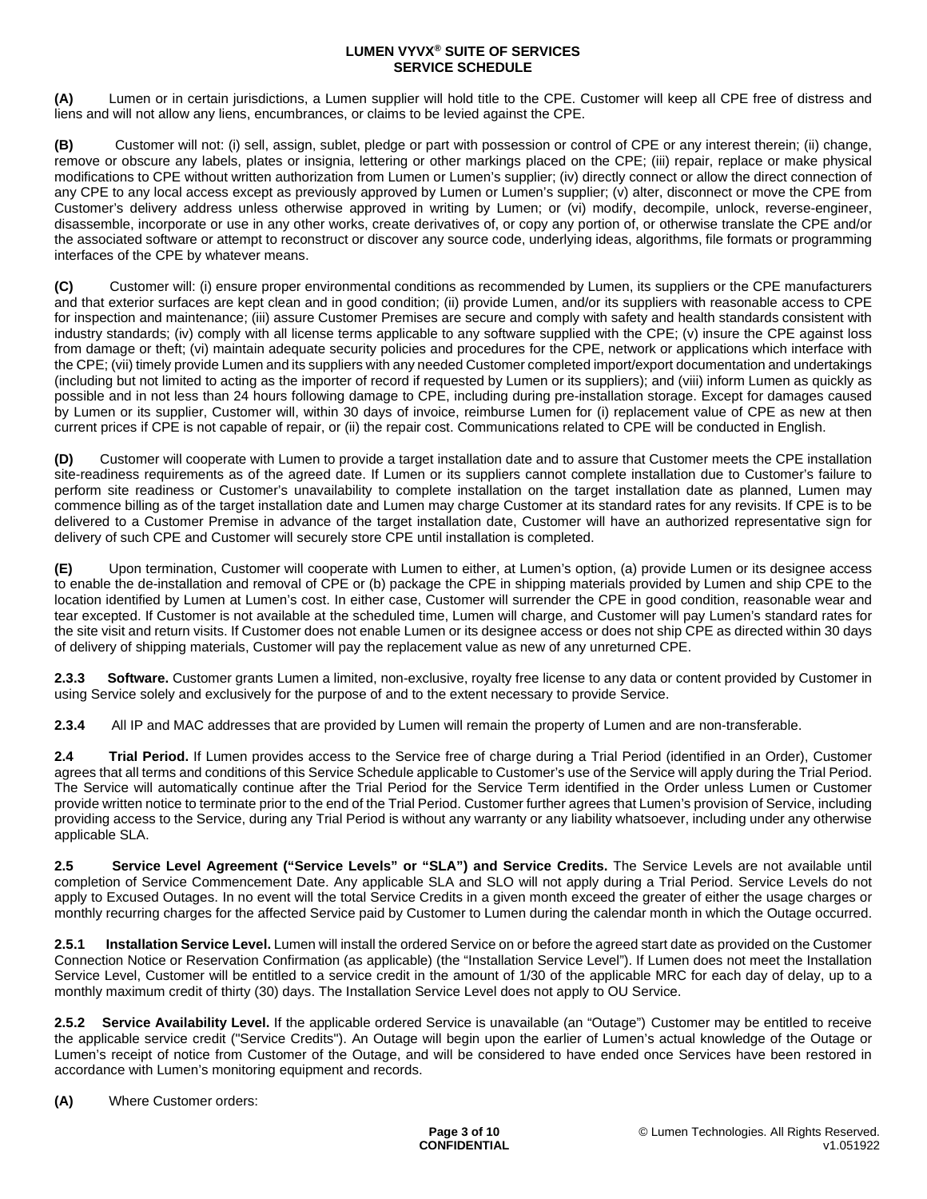**(A)** Lumen or in certain jurisdictions, a Lumen supplier will hold title to the CPE. Customer will keep all CPE free of distress and liens and will not allow any liens, encumbrances, or claims to be levied against the CPE.

**(B)** Customer will not: (i) sell, assign, sublet, pledge or part with possession or control of CPE or any interest therein; (ii) change, remove or obscure any labels, plates or insignia, lettering or other markings placed on the CPE; (iii) repair, replace or make physical modifications to CPE without written authorization from Lumen or Lumen's supplier; (iv) directly connect or allow the direct connection of any CPE to any local access except as previously approved by Lumen or Lumen's supplier; (v) alter, disconnect or move the CPE from Customer's delivery address unless otherwise approved in writing by Lumen; or (vi) modify, decompile, unlock, reverse-engineer, disassemble, incorporate or use in any other works, create derivatives of, or copy any portion of, or otherwise translate the CPE and/or the associated software or attempt to reconstruct or discover any source code, underlying ideas, algorithms, file formats or programming interfaces of the CPE by whatever means.

**(C)** Customer will: (i) ensure proper environmental conditions as recommended by Lumen, its suppliers or the CPE manufacturers and that exterior surfaces are kept clean and in good condition; (ii) provide Lumen, and/or its suppliers with reasonable access to CPE for inspection and maintenance; (iii) assure Customer Premises are secure and comply with safety and health standards consistent with industry standards; (iv) comply with all license terms applicable to any software supplied with the CPE; (v) insure the CPE against loss from damage or theft; (vi) maintain adequate security policies and procedures for the CPE, network or applications which interface with the CPE; (vii) timely provide Lumen and its suppliers with any needed Customer completed import/export documentation and undertakings (including but not limited to acting as the importer of record if requested by Lumen or its suppliers); and (viii) inform Lumen as quickly as possible and in not less than 24 hours following damage to CPE, including during pre-installation storage. Except for damages caused by Lumen or its supplier, Customer will, within 30 days of invoice, reimburse Lumen for (i) replacement value of CPE as new at then current prices if CPE is not capable of repair, or (ii) the repair cost. Communications related to CPE will be conducted in English.

**(D)** Customer will cooperate with Lumen to provide a target installation date and to assure that Customer meets the CPE installation site-readiness requirements as of the agreed date. If Lumen or its suppliers cannot complete installation due to Customer's failure to perform site readiness or Customer's unavailability to complete installation on the target installation date as planned, Lumen may commence billing as of the target installation date and Lumen may charge Customer at its standard rates for any revisits. If CPE is to be delivered to a Customer Premise in advance of the target installation date, Customer will have an authorized representative sign for delivery of such CPE and Customer will securely store CPE until installation is completed.

**(E)** Upon termination, Customer will cooperate with Lumen to either, at Lumen's option, (a) provide Lumen or its designee access to enable the de-installation and removal of CPE or (b) package the CPE in shipping materials provided by Lumen and ship CPE to the location identified by Lumen at Lumen's cost. In either case, Customer will surrender the CPE in good condition, reasonable wear and tear excepted. If Customer is not available at the scheduled time, Lumen will charge, and Customer will pay Lumen's standard rates for the site visit and return visits. If Customer does not enable Lumen or its designee access or does not ship CPE as directed within 30 days of delivery of shipping materials, Customer will pay the replacement value as new of any unreturned CPE.

**2.3.3 Software.** Customer grants Lumen a limited, non-exclusive, royalty free license to any data or content provided by Customer in using Service solely and exclusively for the purpose of and to the extent necessary to provide Service.

**2.3.4** All IP and MAC addresses that are provided by Lumen will remain the property of Lumen and are non-transferable.

**2.4 Trial Period.** If Lumen provides access to the Service free of charge during a Trial Period (identified in an Order), Customer agrees that all terms and conditions of this Service Schedule applicable to Customer's use of the Service will apply during the Trial Period. The Service will automatically continue after the Trial Period for the Service Term identified in the Order unless Lumen or Customer provide written notice to terminate prior to the end of the Trial Period. Customer further agrees that Lumen's provision of Service, including providing access to the Service, during any Trial Period is without any warranty or any liability whatsoever, including under any otherwise applicable SLA.

**2.5 Service Level Agreement ("Service Levels" or "SLA") and Service Credits.** The Service Levels are not available until completion of Service Commencement Date. Any applicable SLA and SLO will not apply during a Trial Period. Service Levels do not apply to Excused Outages. In no event will the total Service Credits in a given month exceed the greater of either the usage charges or monthly recurring charges for the affected Service paid by Customer to Lumen during the calendar month in which the Outage occurred.

**2.5.1 Installation Service Level.** Lumen will install the ordered Service on or before the agreed start date as provided on the Customer Connection Notice or Reservation Confirmation (as applicable) (the "Installation Service Level"). If Lumen does not meet the Installation Service Level, Customer will be entitled to a service credit in the amount of 1/30 of the applicable MRC for each day of delay, up to a monthly maximum credit of thirty (30) days. The Installation Service Level does not apply to OU Service.

**2.5.2 Service Availability Level.** If the applicable ordered Service is unavailable (an "Outage") Customer may be entitled to receive the applicable service credit ("Service Credits"). An Outage will begin upon the earlier of Lumen's actual knowledge of the Outage or Lumen's receipt of notice from Customer of the Outage, and will be considered to have ended once Services have been restored in accordance with Lumen's monitoring equipment and records.

**(A)** Where Customer orders: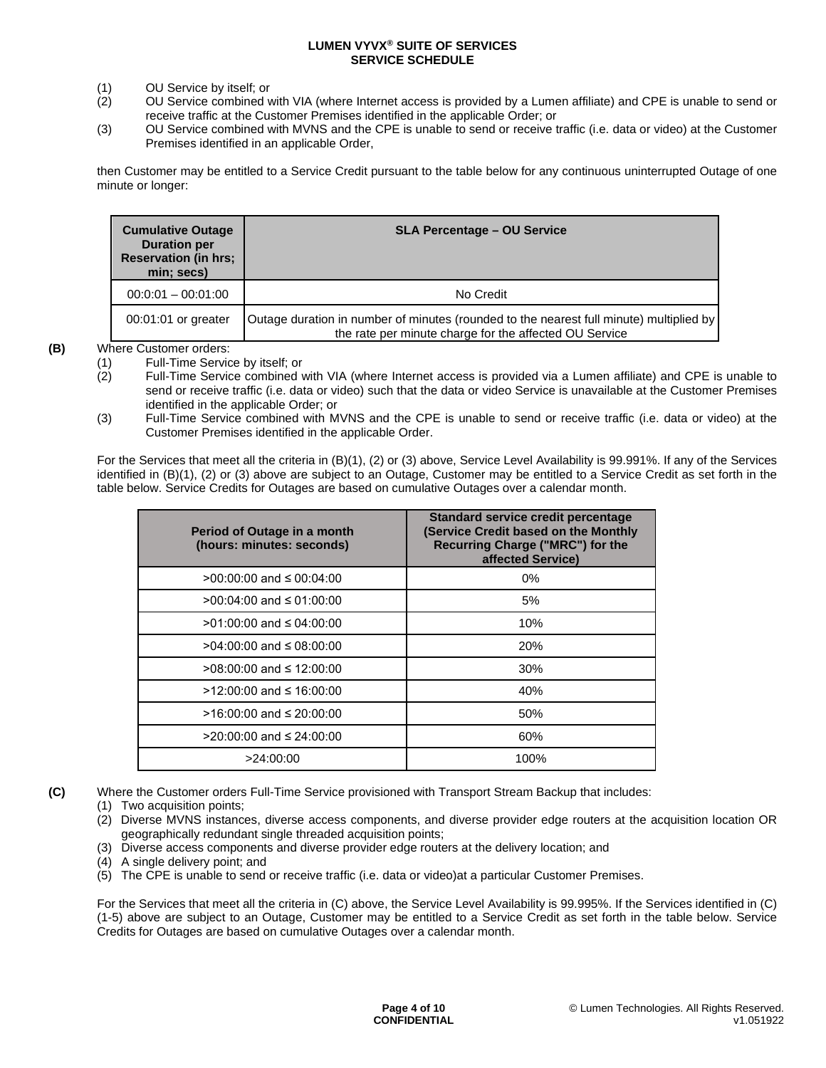(1) OU Service by itself; or
(2) OU Service combined with VIA (where Internet access is provided by a Lumen affiliate) and CPE is unable to send or receive traffic at the Customer Premises identified in the applicable Order; or
(3) OU Service combined with MVNS and the CPE is unable to send or receive traffic (i.e. data or video) at the Customer Premises identified in an applicable Order,

then Customer may be entitled to a Service Credit pursuant to the table below for any continuous uninterrupted Outage of one minute or longer:

| Cumulative Outage Duration per Reservation (in hrs; min; secs) | SLA Percentage – OU Service |
|---|---|
| 00:0:01 – 00:01:00 | No Credit |
| 00:01:01 or greater | Outage duration in number of minutes (rounded to the nearest full minute) multiplied by the rate per minute charge for the affected OU Service |

**(B)** Where Customer orders:

(1) Full-Time Service by itself; or
(2) Full-Time Service combined with VIA (where Internet access is provided via a Lumen affiliate) and CPE is unable to send or receive traffic (i.e. data or video) such that the data or video Service is unavailable at the Customer Premises identified in the applicable Order; or
(3) Full-Time Service combined with MVNS and the CPE is unable to send or receive traffic (i.e. data or video) at the Customer Premises identified in the applicable Order.

For the Services that meet all the criteria in (B)(1), (2) or (3) above, Service Level Availability is 99.991%. If any of the Services identified in (B)(1), (2) or (3) above are subject to an Outage, Customer may be entitled to a Service Credit as set forth in the table below. Service Credits for Outages are based on cumulative Outages over a calendar month.

| Period of Outage in a month (hours: minutes: seconds) | Standard service credit percentage (Service Credit based on the Monthly Recurring Charge ("MRC") for the affected Service) |
|---|---|
| >00:00:00 and ≤ 00:04:00 | 0% |
| >00:04:00 and ≤ 01:00:00 | 5% |
| >01:00:00 and ≤ 04:00:00 | 10% |
| >04:00:00 and ≤ 08:00:00 | 20% |
| >08:00:00 and ≤ 12:00:00 | 30% |
| >12:00:00 and ≤ 16:00:00 | 40% |
| >16:00:00 and ≤ 20:00:00 | 50% |
| >20:00:00 and ≤ 24:00:00 | 60% |
| >24:00:00 | 100% |

**(C)** Where the Customer orders Full-Time Service provisioned with Transport Stream Backup that includes:

(1) Two acquisition points;
(2) Diverse MVNS instances, diverse access components, and diverse provider edge routers at the acquisition location OR geographically redundant single threaded acquisition points;
(3) Diverse access components and diverse provider edge routers at the delivery location; and
(4) A single delivery point; and
(5) The CPE is unable to send or receive traffic (i.e. data or video)at a particular Customer Premises.

For the Services that meet all the criteria in (C) above, the Service Level Availability is 99.995%. If the Services identified in (C) (1-5) above are subject to an Outage, Customer may be entitled to a Service Credit as set forth in the table below. Service Credits for Outages are based on cumulative Outages over a calendar month.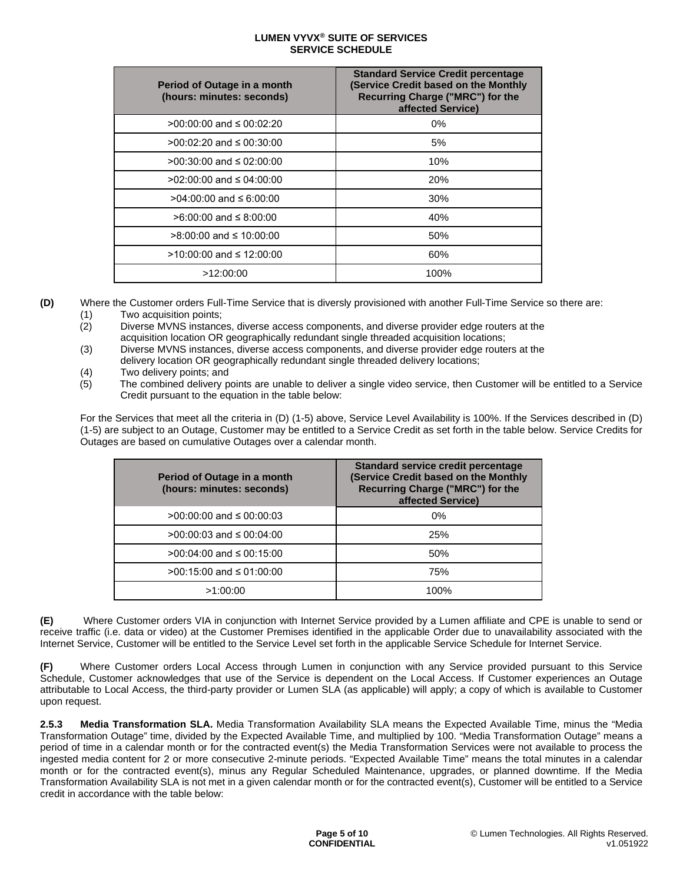| Period of Outage in a month (hours: minutes: seconds) | Standard Service Credit percentage (Service Credit based on the Monthly Recurring Charge ("MRC") for the affected Service) |
|---|---|
| >00:00:00 and ≤ 00:02:20 | 0% |
| >00:02:20 and ≤ 00:30:00 | 5% |
| >00:30:00 and ≤ 02:00:00 | 10% |
| >02:00:00 and ≤ 04:00:00 | 20% |
| >04:00:00 and ≤ 6:00:00 | 30% |
| >6:00:00 and ≤ 8:00:00 | 40% |
| >8:00:00 and ≤ 10:00:00 | 50% |
| >10:00:00 and ≤ 12:00:00 | 60% |
| >12:00:00 | 100% |

**(D)** Where the Customer orders Full-Time Service that is diversly provisioned with another Full-Time Service so there are:

(1) Two acquisition points;

(2) Diverse MVNS instances, diverse access components, and diverse provider edge routers at the acquisition location OR geographically redundant single threaded acquisition locations;

(3) Diverse MVNS instances, diverse access components, and diverse provider edge routers at the delivery location OR geographically redundant single threaded delivery locations;

(4) Two delivery points; and

(5) The combined delivery points are unable to deliver a single video service, then Customer will be entitled to a Service Credit pursuant to the equation in the table below:

For the Services that meet all the criteria in (D) (1-5) above, Service Level Availability is 100%. If the Services described in (D) (1-5) are subject to an Outage, Customer may be entitled to a Service Credit as set forth in the table below. Service Credits for Outages are based on cumulative Outages over a calendar month.

| Period of Outage in a month (hours: minutes: seconds) | Standard service credit percentage (Service Credit based on the Monthly Recurring Charge ("MRC") for the affected Service) |
|---|---|
| >00:00:00 and ≤ 00:00:03 | 0% |
| >00:00:03 and ≤ 00:04:00 | 25% |
| >00:04:00 and ≤ 00:15:00 | 50% |
| >00:15:00 and ≤ 01:00:00 | 75% |
| >1:00:00 | 100% |

**(E)** Where Customer orders VIA in conjunction with Internet Service provided by a Lumen affiliate and CPE is unable to send or receive traffic (i.e. data or video) at the Customer Premises identified in the applicable Order due to unavailability associated with the Internet Service, Customer will be entitled to the Service Level set forth in the applicable Service Schedule for Internet Service.

**(F)** Where Customer orders Local Access through Lumen in conjunction with any Service provided pursuant to this Service Schedule, Customer acknowledges that use of the Service is dependent on the Local Access. If Customer experiences an Outage attributable to Local Access, the third-party provider or Lumen SLA (as applicable) will apply; a copy of which is available to Customer upon request.

**2.5.3 Media Transformation SLA.** Media Transformation Availability SLA means the Expected Available Time, minus the "Media Transformation Outage" time, divided by the Expected Available Time, and multiplied by 100. "Media Transformation Outage" means a period of time in a calendar month or for the contracted event(s) the Media Transformation Services were not available to process the ingested media content for 2 or more consecutive 2-minute periods. "Expected Available Time" means the total minutes in a calendar month or for the contracted event(s), minus any Regular Scheduled Maintenance, upgrades, or planned downtime. If the Media Transformation Availability SLA is not met in a given calendar month or for the contracted event(s), Customer will be entitled to a Service credit in accordance with the table below: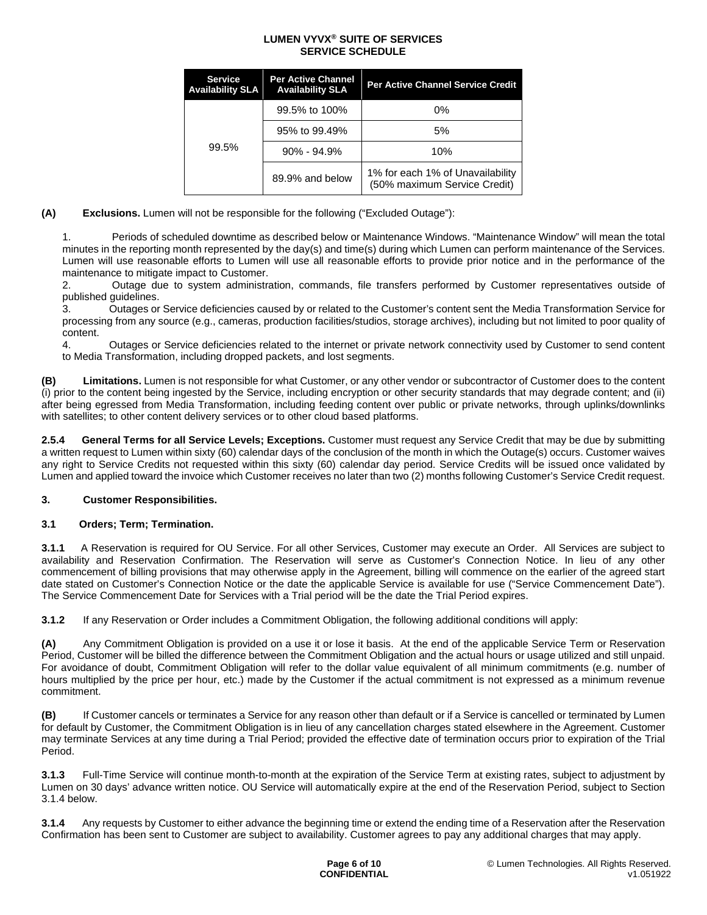| Service Availability SLA | Per Active Channel Availability SLA | Per Active Channel Service Credit |
|---|---|---|
| 99.5% | 99.5% to 100% | 0% |
| | 95% to 99.49% | 5% |
| | 90% - 94.9% | 10% |
| | 89.9% and below | 1% for each 1% of Unavailability (50% maximum Service Credit) |

**(A)** **Exclusions.** Lumen will not be responsible for the following ("Excluded Outage"):

1. Periods of scheduled downtime as described below or Maintenance Windows. "Maintenance Window" will mean the total minutes in the reporting month represented by the day(s) and time(s) during which Lumen can perform maintenance of the Services. Lumen will use reasonable efforts to Lumen will use all reasonable efforts to provide prior notice and in the performance of the maintenance to mitigate impact to Customer.
2. Outage due to system administration, commands, file transfers performed by Customer representatives outside of published guidelines.
3. Outages or Service deficiencies caused by or related to the Customer's content sent the Media Transformation Service for processing from any source (e.g., cameras, production facilities/studios, storage archives), including but not limited to poor quality of content.
4. Outages or Service deficiencies related to the internet or private network connectivity used by Customer to send content to Media Transformation, including dropped packets, and lost segments.

**(B)** **Limitations.** Lumen is not responsible for what Customer, or any other vendor or subcontractor of Customer does to the content (i) prior to the content being ingested by the Service, including encryption or other security standards that may degrade content; and (ii) after being egressed from Media Transformation, including feeding content over public or private networks, through uplinks/downlinks with satellites; to other content delivery services or to other cloud based platforms.

**2.5.4 General Terms for all Service Levels; Exceptions.** Customer must request any Service Credit that may be due by submitting a written request to Lumen within sixty (60) calendar days of the conclusion of the month in which the Outage(s) occurs. Customer waives any right to Service Credits not requested within this sixty (60) calendar day period. Service Credits will be issued once validated by Lumen and applied toward the invoice which Customer receives no later than two (2) months following Customer's Service Credit request.

## 3. Customer Responsibilities.

### 3.1 Orders; Term; Termination.

**3.1.1** A Reservation is required for OU Service. For all other Services, Customer may execute an Order. All Services are subject to availability and Reservation Confirmation. The Reservation will serve as Customer's Connection Notice. In lieu of any other commencement of billing provisions that may otherwise apply in the Agreement, billing will commence on the earlier of the agreed start date stated on Customer's Connection Notice or the date the applicable Service is available for use ("Service Commencement Date"). The Service Commencement Date for Services with a Trial period will be the date the Trial Period expires.

**3.1.2** If any Reservation or Order includes a Commitment Obligation, the following additional conditions will apply:

**(A)** Any Commitment Obligation is provided on a use it or lose it basis. At the end of the applicable Service Term or Reservation Period, Customer will be billed the difference between the Commitment Obligation and the actual hours or usage utilized and still unpaid. For avoidance of doubt, Commitment Obligation will refer to the dollar value equivalent of all minimum commitments (e.g. number of hours multiplied by the price per hour, etc.) made by the Customer if the actual commitment is not expressed as a minimum revenue commitment.

**(B)** If Customer cancels or terminates a Service for any reason other than default or if a Service is cancelled or terminated by Lumen for default by Customer, the Commitment Obligation is in lieu of any cancellation charges stated elsewhere in the Agreement. Customer may terminate Services at any time during a Trial Period; provided the effective date of termination occurs prior to expiration of the Trial Period.

**3.1.3** Full-Time Service will continue month-to-month at the expiration of the Service Term at existing rates, subject to adjustment by Lumen on 30 days' advance written notice. OU Service will automatically expire at the end of the Reservation Period, subject to Section 3.1.4 below.

**3.1.4** Any requests by Customer to either advance the beginning time or extend the ending time of a Reservation after the Reservation Confirmation has been sent to Customer are subject to availability. Customer agrees to pay any additional charges that may apply.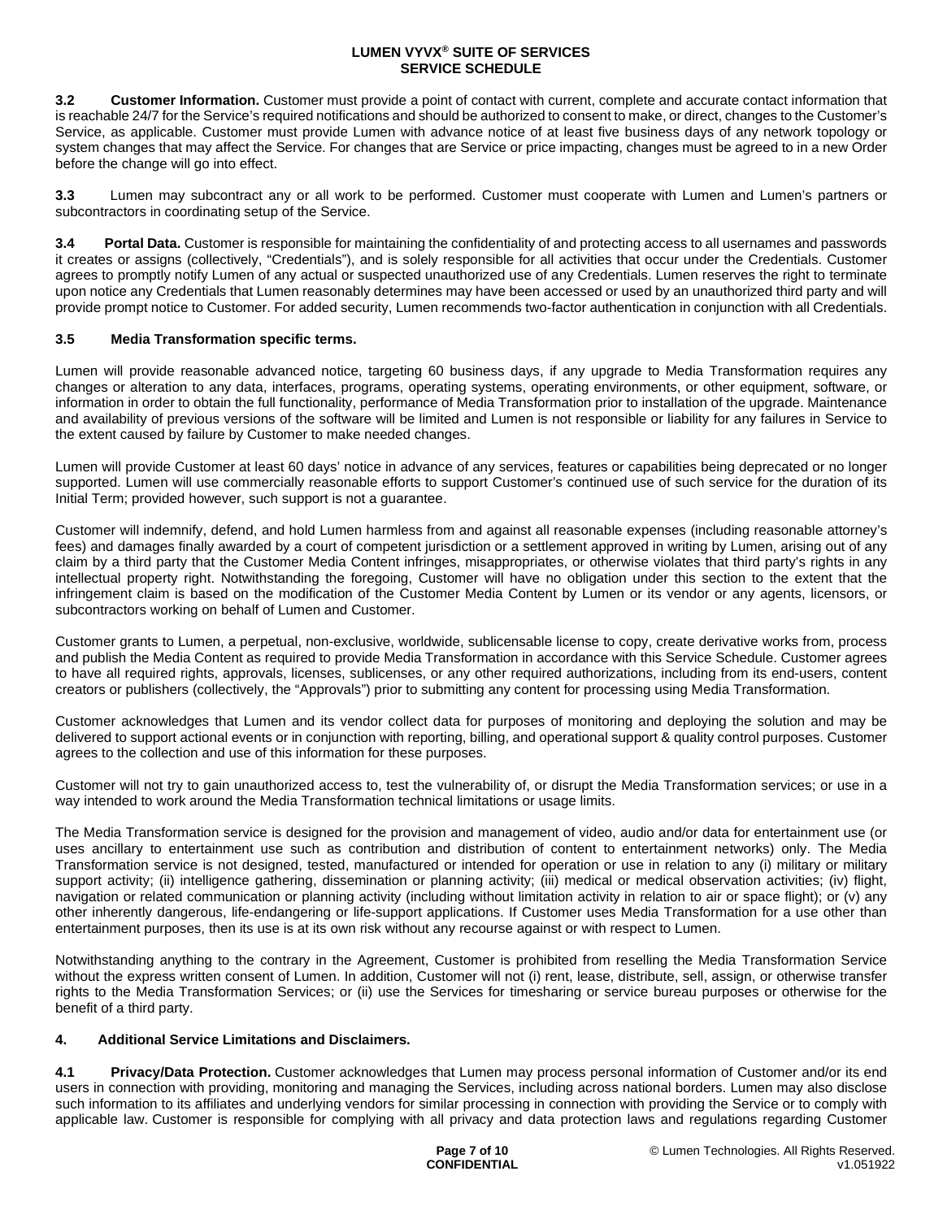**3.2 Customer Information.** Customer must provide a point of contact with current, complete and accurate contact information that is reachable 24/7 for the Service's required notifications and should be authorized to consent to make, or direct, changes to the Customer's Service, as applicable. Customer must provide Lumen with advance notice of at least five business days of any network topology or system changes that may affect the Service. For changes that are Service or price impacting, changes must be agreed to in a new Order before the change will go into effect.

**3.3** Lumen may subcontract any or all work to be performed. Customer must cooperate with Lumen and Lumen's partners or subcontractors in coordinating setup of the Service.

**3.4 Portal Data.** Customer is responsible for maintaining the confidentiality of and protecting access to all usernames and passwords it creates or assigns (collectively, "Credentials"), and is solely responsible for all activities that occur under the Credentials. Customer agrees to promptly notify Lumen of any actual or suspected unauthorized use of any Credentials. Lumen reserves the right to terminate upon notice any Credentials that Lumen reasonably determines may have been accessed or used by an unauthorized third party and will provide prompt notice to Customer. For added security, Lumen recommends two-factor authentication in conjunction with all Credentials.

**3.5 Media Transformation specific terms.**

Lumen will provide reasonable advanced notice, targeting 60 business days, if any upgrade to Media Transformation requires any changes or alteration to any data, interfaces, programs, operating systems, operating environments, or other equipment, software, or information in order to obtain the full functionality, performance of Media Transformation prior to installation of the upgrade. Maintenance and availability of previous versions of the software will be limited and Lumen is not responsible or liability for any failures in Service to the extent caused by failure by Customer to make needed changes.

Lumen will provide Customer at least 60 days' notice in advance of any services, features or capabilities being deprecated or no longer supported. Lumen will use commercially reasonable efforts to support Customer's continued use of such service for the duration of its Initial Term; provided however, such support is not a guarantee.

Customer will indemnify, defend, and hold Lumen harmless from and against all reasonable expenses (including reasonable attorney's fees) and damages finally awarded by a court of competent jurisdiction or a settlement approved in writing by Lumen, arising out of any claim by a third party that the Customer Media Content infringes, misappropriates, or otherwise violates that third party's rights in any intellectual property right. Notwithstanding the foregoing, Customer will have no obligation under this section to the extent that the infringement claim is based on the modification of the Customer Media Content by Lumen or its vendor or any agents, licensors, or subcontractors working on behalf of Lumen and Customer.

Customer grants to Lumen, a perpetual, non-exclusive, worldwide, sublicensable license to copy, create derivative works from, process and publish the Media Content as required to provide Media Transformation in accordance with this Service Schedule. Customer agrees to have all required rights, approvals, licenses, sublicenses, or any other required authorizations, including from its end-users, content creators or publishers (collectively, the "Approvals") prior to submitting any content for processing using Media Transformation.

Customer acknowledges that Lumen and its vendor collect data for purposes of monitoring and deploying the solution and may be delivered to support actional events or in conjunction with reporting, billing, and operational support & quality control purposes. Customer agrees to the collection and use of this information for these purposes.

Customer will not try to gain unauthorized access to, test the vulnerability of, or disrupt the Media Transformation services; or use in a way intended to work around the Media Transformation technical limitations or usage limits.

The Media Transformation service is designed for the provision and management of video, audio and/or data for entertainment use (or uses ancillary to entertainment use such as contribution and distribution of content to entertainment networks) only. The Media Transformation service is not designed, tested, manufactured or intended for operation or use in relation to any (i) military or military support activity; (ii) intelligence gathering, dissemination or planning activity; (iii) medical or medical observation activities; (iv) flight, navigation or related communication or planning activity (including without limitation activity in relation to air or space flight); or (v) any other inherently dangerous, life-endangering or life-support applications. If Customer uses Media Transformation for a use other than entertainment purposes, then its use is at its own risk without any recourse against or with respect to Lumen.

Notwithstanding anything to the contrary in the Agreement, Customer is prohibited from reselling the Media Transformation Service without the express written consent of Lumen. In addition, Customer will not (i) rent, lease, distribute, sell, assign, or otherwise transfer rights to the Media Transformation Services; or (ii) use the Services for timesharing or service bureau purposes or otherwise for the benefit of a third party.

## 4. Additional Service Limitations and Disclaimers.

**4.1 Privacy/Data Protection.** Customer acknowledges that Lumen may process personal information of Customer and/or its end users in connection with providing, monitoring and managing the Services, including across national borders. Lumen may also disclose such information to its affiliates and underlying vendors for similar processing in connection with providing the Service or to comply with applicable law. Customer is responsible for complying with all privacy and data protection laws and regulations regarding Customer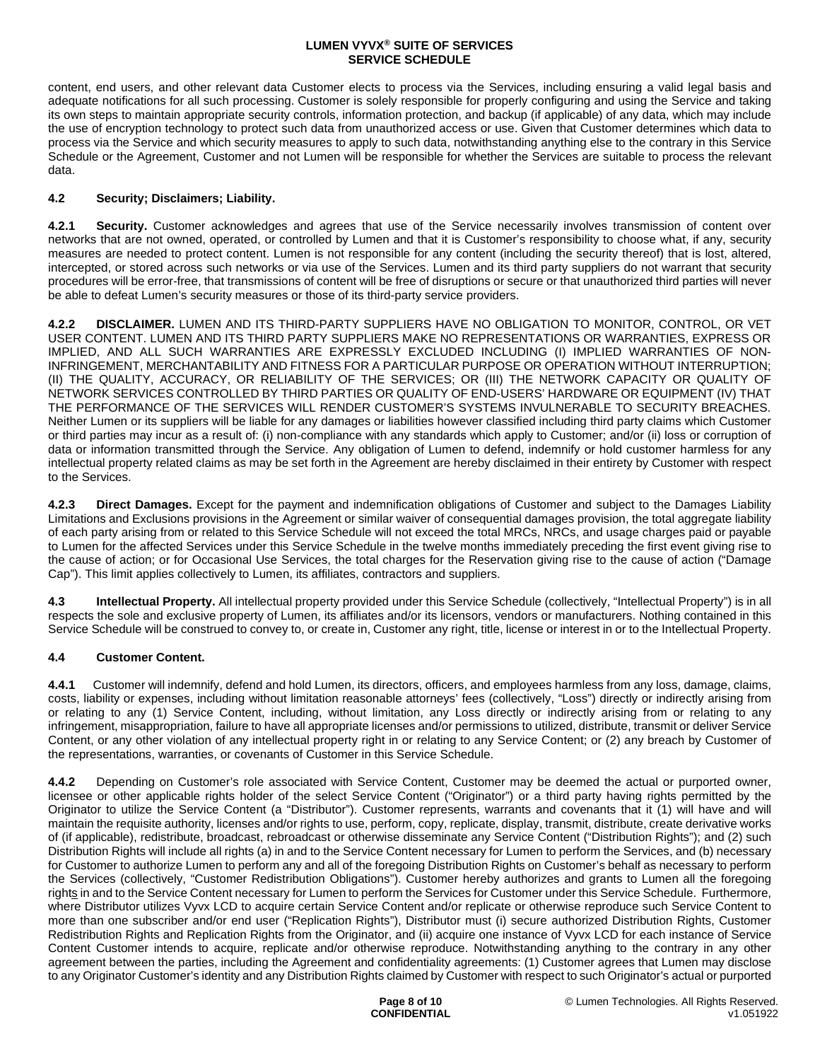content, end users, and other relevant data Customer elects to process via the Services, including ensuring a valid legal basis and adequate notifications for all such processing. Customer is solely responsible for properly configuring and using the Service and taking its own steps to maintain appropriate security controls, information protection, and backup (if applicable) of any data, which may include the use of encryption technology to protect such data from unauthorized access or use. Given that Customer determines which data to process via the Service and which security measures to apply to such data, notwithstanding anything else to the contrary in this Service Schedule or the Agreement, Customer and not Lumen will be responsible for whether the Services are suitable to process the relevant data.

**4.2 Security; Disclaimers; Liability.**

**4.2.1 Security.** Customer acknowledges and agrees that use of the Service necessarily involves transmission of content over networks that are not owned, operated, or controlled by Lumen and that it is Customer's responsibility to choose what, if any, security measures are needed to protect content. Lumen is not responsible for any content (including the security thereof) that is lost, altered, intercepted, or stored across such networks or via use of the Services. Lumen and its third party suppliers do not warrant that security procedures will be error-free, that transmissions of content will be free of disruptions or secure or that unauthorized third parties will never be able to defeat Lumen's security measures or those of its third-party service providers.

**4.2.2 DISCLAIMER.** LUMEN AND ITS THIRD-PARTY SUPPLIERS HAVE NO OBLIGATION TO MONITOR, CONTROL, OR VET USER CONTENT. LUMEN AND ITS THIRD PARTY SUPPLIERS MAKE NO REPRESENTATIONS OR WARRANTIES, EXPRESS OR IMPLIED, AND ALL SUCH WARRANTIES ARE EXPRESSLY EXCLUDED INCLUDING (I) IMPLIED WARRANTIES OF NON-INFRINGEMENT, MERCHANTABILITY AND FITNESS FOR A PARTICULAR PURPOSE OR OPERATION WITHOUT INTERRUPTION; (II) THE QUALITY, ACCURACY, OR RELIABILITY OF THE SERVICES; OR (III) THE NETWORK CAPACITY OR QUALITY OF NETWORK SERVICES CONTROLLED BY THIRD PARTIES OR QUALITY OF END-USERS' HARDWARE OR EQUIPMENT (IV) THAT THE PERFORMANCE OF THE SERVICES WILL RENDER CUSTOMER'S SYSTEMS INVULNERABLE TO SECURITY BREACHES. Neither Lumen or its suppliers will be liable for any damages or liabilities however classified including third party claims which Customer or third parties may incur as a result of: (i) non-compliance with any standards which apply to Customer; and/or (ii) loss or corruption of data or information transmitted through the Service. Any obligation of Lumen to defend, indemnify or hold customer harmless for any intellectual property related claims as may be set forth in the Agreement are hereby disclaimed in their entirety by Customer with respect to the Services.

**4.2.3 Direct Damages.** Except for the payment and indemnification obligations of Customer and subject to the Damages Liability Limitations and Exclusions provisions in the Agreement or similar waiver of consequential damages provision, the total aggregate liability of each party arising from or related to this Service Schedule will not exceed the total MRCs, NRCs, and usage charges paid or payable to Lumen for the affected Services under this Service Schedule in the twelve months immediately preceding the first event giving rise to the cause of action; or for Occasional Use Services, the total charges for the Reservation giving rise to the cause of action ("Damage Cap"). This limit applies collectively to Lumen, its affiliates, contractors and suppliers.

**4.3 Intellectual Property.** All intellectual property provided under this Service Schedule (collectively, "Intellectual Property") is in all respects the sole and exclusive property of Lumen, its affiliates and/or its licensors, vendors or manufacturers. Nothing contained in this Service Schedule will be construed to convey to, or create in, Customer any right, title, license or interest in or to the Intellectual Property.

**4.4 Customer Content.**

**4.4.1** Customer will indemnify, defend and hold Lumen, its directors, officers, and employees harmless from any loss, damage, claims, costs, liability or expenses, including without limitation reasonable attorneys' fees (collectively, "Loss") directly or indirectly arising from or relating to any (1) Service Content, including, without limitation, any Loss directly or indirectly arising from or relating to any infringement, misappropriation, failure to have all appropriate licenses and/or permissions to utilized, distribute, transmit or deliver Service Content, or any other violation of any intellectual property right in or relating to any Service Content; or (2) any breach by Customer of the representations, warranties, or covenants of Customer in this Service Schedule.

**4.4.2** Depending on Customer's role associated with Service Content, Customer may be deemed the actual or purported owner, licensee or other applicable rights holder of the select Service Content ("Originator") or a third party having rights permitted by the Originator to utilize the Service Content (a "Distributor"). Customer represents, warrants and covenants that it (1) will have and will maintain the requisite authority, licenses and/or rights to use, perform, copy, replicate, display, transmit, distribute, create derivative works of (if applicable), redistribute, broadcast, rebroadcast or otherwise disseminate any Service Content ("Distribution Rights"); and (2) such Distribution Rights will include all rights (a) in and to the Service Content necessary for Lumen to perform the Services, and (b) necessary for Customer to authorize Lumen to perform any and all of the foregoing Distribution Rights on Customer's behalf as necessary to perform the Services (collectively, "Customer Redistribution Obligations"). Customer hereby authorizes and grants to Lumen all the foregoing rights in and to the Service Content necessary for Lumen to perform the Services for Customer under this Service Schedule. Furthermore, where Distributor utilizes Vyvx LCD to acquire certain Service Content and/or replicate or otherwise reproduce such Service Content to more than one subscriber and/or end user ("Replication Rights"), Distributor must (i) secure authorized Distribution Rights, Customer Redistribution Rights and Replication Rights from the Originator, and (ii) acquire one instance of Vyvx LCD for each instance of Service Content Customer intends to acquire, replicate and/or otherwise reproduce. Notwithstanding anything to the contrary in any other agreement between the parties, including the Agreement and confidentiality agreements: (1) Customer agrees that Lumen may disclose to any Originator Customer's identity and any Distribution Rights claimed by Customer with respect to such Originator's actual or purported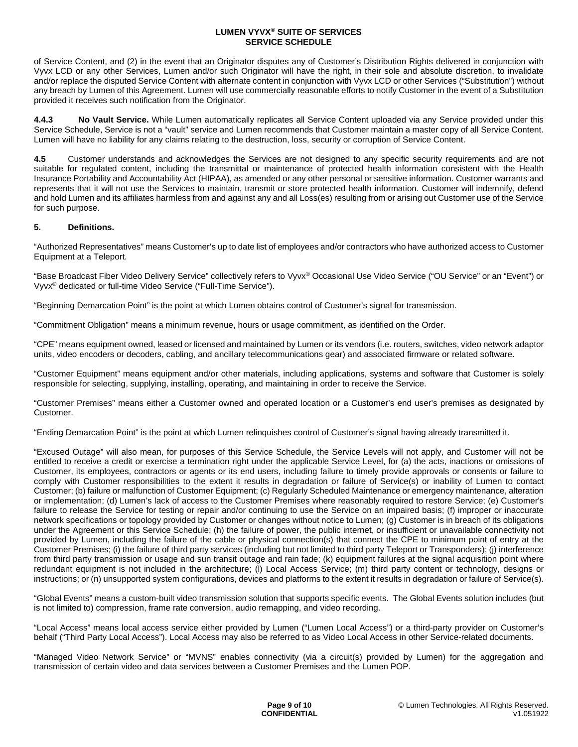of Service Content, and (2) in the event that an Originator disputes any of Customer's Distribution Rights delivered in conjunction with Vyvx LCD or any other Services, Lumen and/or such Originator will have the right, in their sole and absolute discretion, to invalidate and/or replace the disputed Service Content with alternate content in conjunction with Vyvx LCD or other Services ("Substitution") without any breach by Lumen of this Agreement. Lumen will use commercially reasonable efforts to notify Customer in the event of a Substitution provided it receives such notification from the Originator.

**4.4.3 No Vault Service.** While Lumen automatically replicates all Service Content uploaded via any Service provided under this Service Schedule, Service is not a "vault" service and Lumen recommends that Customer maintain a master copy of all Service Content. Lumen will have no liability for any claims relating to the destruction, loss, security or corruption of Service Content.

**4.5** Customer understands and acknowledges the Services are not designed to any specific security requirements and are not suitable for regulated content, including the transmittal or maintenance of protected health information consistent with the Health Insurance Portability and Accountability Act (HIPAA), as amended or any other personal or sensitive information. Customer warrants and represents that it will not use the Services to maintain, transmit or store protected health information. Customer will indemnify, defend and hold Lumen and its affiliates harmless from and against any and all Loss(es) resulting from or arising out Customer use of the Service for such purpose.

**5. Definitions.**

"Authorized Representatives" means Customer's up to date list of employees and/or contractors who have authorized access to Customer Equipment at a Teleport.

"Base Broadcast Fiber Video Delivery Service" collectively refers to Vyvx® Occasional Use Video Service ("OU Service" or an "Event") or Vyvx® dedicated or full-time Video Service ("Full-Time Service").

"Beginning Demarcation Point" is the point at which Lumen obtains control of Customer's signal for transmission.

"Commitment Obligation" means a minimum revenue, hours or usage commitment, as identified on the Order.

"CPE" means equipment owned, leased or licensed and maintained by Lumen or its vendors (i.e. routers, switches, video network adaptor units, video encoders or decoders, cabling, and ancillary telecommunications gear) and associated firmware or related software.

"Customer Equipment" means equipment and/or other materials, including applications, systems and software that Customer is solely responsible for selecting, supplying, installing, operating, and maintaining in order to receive the Service.

"Customer Premises" means either a Customer owned and operated location or a Customer's end user's premises as designated by Customer.

"Ending Demarcation Point" is the point at which Lumen relinquishes control of Customer's signal having already transmitted it.

"Excused Outage" will also mean, for purposes of this Service Schedule, the Service Levels will not apply, and Customer will not be entitled to receive a credit or exercise a termination right under the applicable Service Level, for (a) the acts, inactions or omissions of Customer, its employees, contractors or agents or its end users, including failure to timely provide approvals or consents or failure to comply with Customer responsibilities to the extent it results in degradation or failure of Service(s) or inability of Lumen to contact Customer; (b) failure or malfunction of Customer Equipment; (c) Regularly Scheduled Maintenance or emergency maintenance, alteration or implementation; (d) Lumen's lack of access to the Customer Premises where reasonably required to restore Service; (e) Customer's failure to release the Service for testing or repair and/or continuing to use the Service on an impaired basis; (f) improper or inaccurate network specifications or topology provided by Customer or changes without notice to Lumen; (g) Customer is in breach of its obligations under the Agreement or this Service Schedule; (h) the failure of power, the public internet, or insufficient or unavailable connectivity not provided by Lumen, including the failure of the cable or physical connection(s) that connect the CPE to minimum point of entry at the Customer Premises; (i) the failure of third party services (including but not limited to third party Teleport or Transponders); (j) interference from third party transmission or usage and sun transit outage and rain fade; (k) equipment failures at the signal acquisition point where redundant equipment is not included in the architecture; (l) Local Access Service; (m) third party content or technology, designs or instructions; or (n) unsupported system configurations, devices and platforms to the extent it results in degradation or failure of Service(s).

"Global Events" means a custom-built video transmission solution that supports specific events. The Global Events solution includes (but is not limited to) compression, frame rate conversion, audio remapping, and video recording.

"Local Access" means local access service either provided by Lumen ("Lumen Local Access") or a third-party provider on Customer's behalf ("Third Party Local Access"). Local Access may also be referred to as Video Local Access in other Service-related documents.

"Managed Video Network Service" or "MVNS" enables connectivity (via a circuit(s) provided by Lumen) for the aggregation and transmission of certain video and data services between a Customer Premises and the Lumen POP.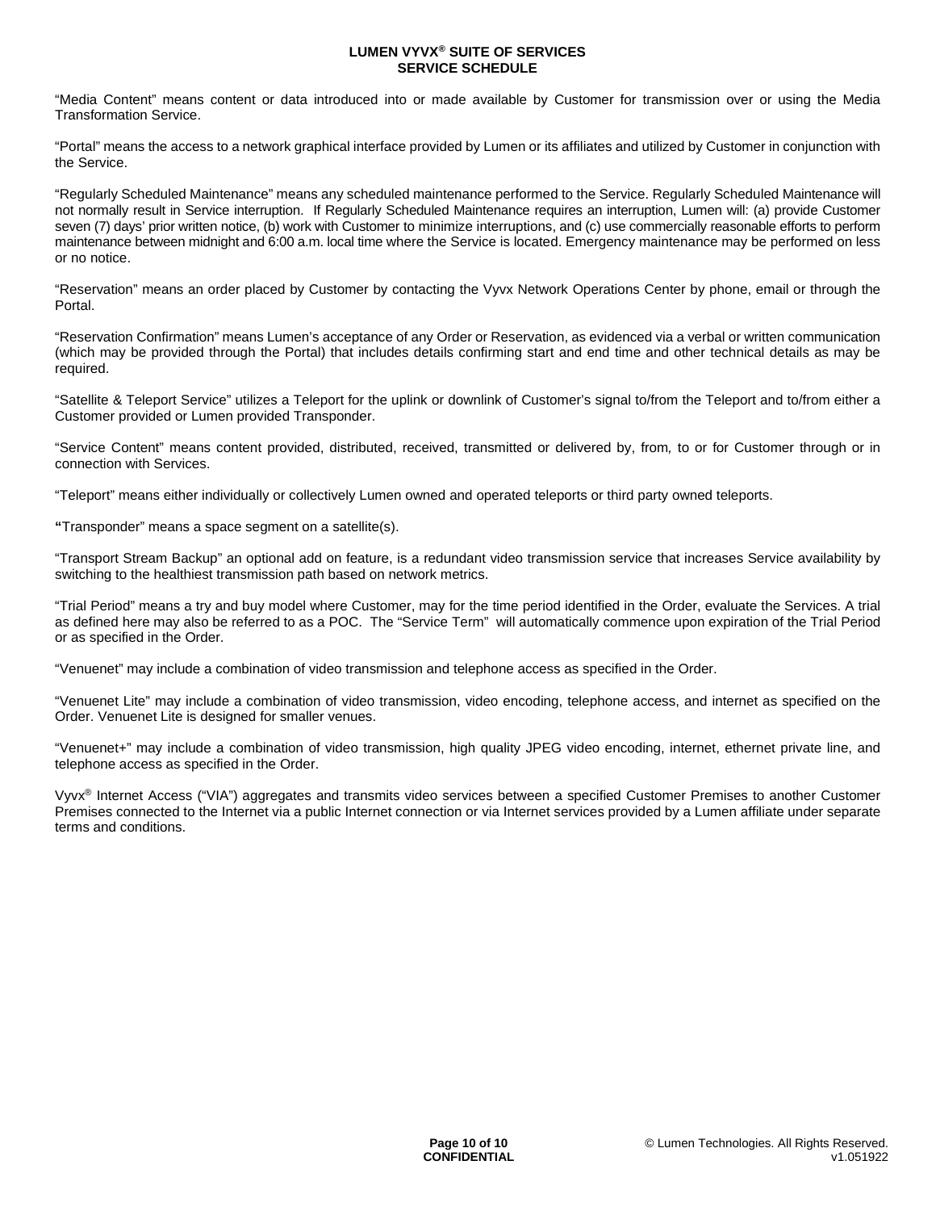"Media Content" means content or data introduced into or made available by Customer for transmission over or using the Media Transformation Service.

"Portal" means the access to a network graphical interface provided by Lumen or its affiliates and utilized by Customer in conjunction with the Service.

"Regularly Scheduled Maintenance" means any scheduled maintenance performed to the Service. Regularly Scheduled Maintenance will not normally result in Service interruption. If Regularly Scheduled Maintenance requires an interruption, Lumen will: (a) provide Customer seven (7) days' prior written notice, (b) work with Customer to minimize interruptions, and (c) use commercially reasonable efforts to perform maintenance between midnight and 6:00 a.m. local time where the Service is located. Emergency maintenance may be performed on less or no notice.

"Reservation" means an order placed by Customer by contacting the Vyvx Network Operations Center by phone, email or through the Portal.

"Reservation Confirmation" means Lumen's acceptance of any Order or Reservation, as evidenced via a verbal or written communication (which may be provided through the Portal) that includes details confirming start and end time and other technical details as may be required.

"Satellite & Teleport Service" utilizes a Teleport for the uplink or downlink of Customer's signal to/from the Teleport and to/from either a Customer provided or Lumen provided Transponder.

"Service Content" means content provided, distributed, received, transmitted or delivered by, from, to or for Customer through or in connection with Services.

"Teleport" means either individually or collectively Lumen owned and operated teleports or third party owned teleports.

"Transponder" means a space segment on a satellite(s).

"Transport Stream Backup" an optional add on feature, is a redundant video transmission service that increases Service availability by switching to the healthiest transmission path based on network metrics.

"Trial Period" means a try and buy model where Customer, may for the time period identified in the Order, evaluate the Services. A trial as defined here may also be referred to as a POC. The "Service Term" will automatically commence upon expiration of the Trial Period or as specified in the Order.

"Venuenet" may include a combination of video transmission and telephone access as specified in the Order.

"Venuenet Lite" may include a combination of video transmission, video encoding, telephone access, and internet as specified on the Order. Venuenet Lite is designed for smaller venues.

"Venuenet+" may include a combination of video transmission, high quality JPEG video encoding, internet, ethernet private line, and telephone access as specified in the Order.

Vyvx® Internet Access ("VIA") aggregates and transmits video services between a specified Customer Premises to another Customer Premises connected to the Internet via a public Internet connection or via Internet services provided by a Lumen affiliate under separate terms and conditions.